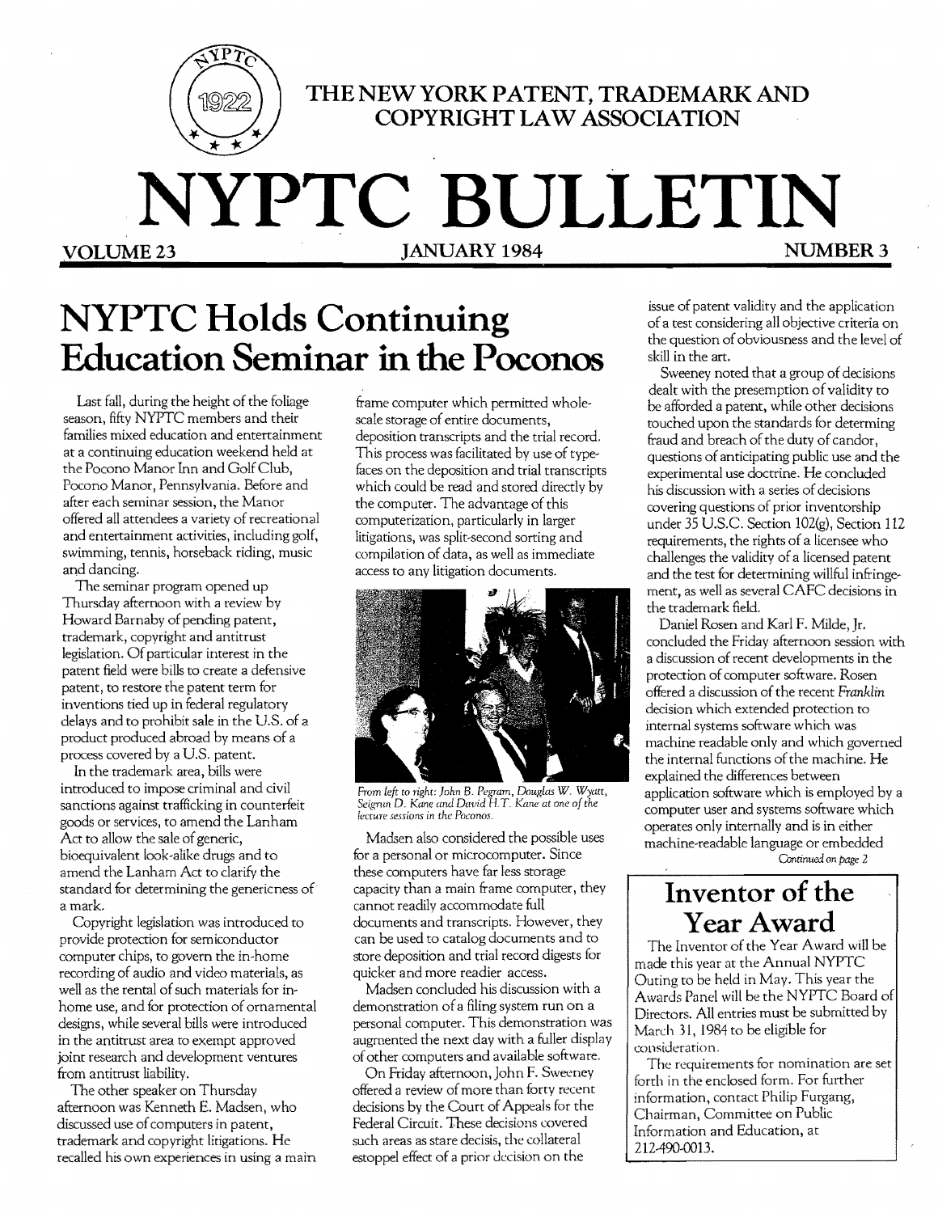THE NEW YORK PATENT, TRADEMARK AND COPYRIGHT LAW ASSOCIATION

# NYPTC BULLETIN

VOLUME 23 — JANUARY 1984 — NUMBER 3

## NYPTC Holds Continuing Education Seminar in the Poconos

Last fall, during the height of the foliage season, fifty NYPTC members and their families mixed education and entertainment at a continuing education weekend held at the Pocono Manor Inn and Golf Club, Pocono Manor, Pennsylvania. Before and after each seminar session, the Manor offered all attendees a variety of recreational and entertainment activities, including golf, swimming, tennis, horseback riding, music and dancing.

The seminar program opened up Thursday afternoon with a review by Howard Barnaby of pending patent, trademark, copyright and antitrust legislation. Of particular interest in the patent field were bills to create a defensive patent, to restore the patent term for inventions tied up in federal regulatory delays and to prohibit sale in the U.S. of a product produced abroad by means of a process covered by a U.S. patent.

In the trademark area, bills were introduced to impose criminal and civil sanctions against trafficking in counterfeit goods or services, to amend the Lanham Act to allow the sale of generic, bioequivalent look-alike drugs and to amend the Lanham Act to clarify the standard for determining the genericness of a mark.

Copyright legislation was introduced to provide protection for semiconductor computer chips, to govern the in-home recording of audio and video materials, as well as the rental of such materials for in-home use, and for protection of ornamental designs, while several bills were introduced in the antitrust area to exempt approved joint research and development ventures from antitrust liability.

The other speaker on Thursday afternoon was Kenneth E. Madsen, who discussed use of computers in patent, trademark and copyright litigations. He recalled his own experiences in using a main frame computer which permitted whole-scale storage of entire documents, deposition transcripts and the trial record. This process was facilitated by use of type-faces on the deposition and trial transcripts which could be read and stored directly by the computer. The advantage of this computerization, particularly in larger litigations, was split-second sorting and compilation of data, as well as immediate access to any litigation documents.

*From left to right: John B. Pegram, Douglas W. Wyatt, Seignin D. Kane and David H.T. Kane at one of the lecture sessions in the Poconos.*

Madsen also considered the possible uses for a personal or microcomputer. Since these computers have far less storage capacity than a main frame computer, they cannot readily accommodate full documents and transcripts. However, they can be used to catalog documents and to store deposition and trial record digests for quicker and more readier access.

Madsen concluded his discussion with a demonstration of a filing system run on a personal computer. This demonstration was augmented the next day with a fuller display of other computers and available software.

On Friday afternoon, John F. Sweeney offered a review of more than forty recent decisions by the Court of Appeals for the Federal Circuit. These decisions covered such areas as stare decisis, the collateral estoppel effect of a prior decision on the issue of patent validity and the application of a test considering all objective criteria on the question of obviousness and the level of skill in the art.

Sweeney noted that a group of decisions dealt with the presemption of validity to be afforded a patent, while other decisions touched upon the standards for determing fraud and breach of the duty of candor, questions of anticipating public use and the experimental use doctrine. He concluded his discussion with a series of decisions covering questions of prior inventorship under 35 U.S.C. Section 102(g), Section 112 requirements, the rights of a licensee who challenges the validity of a licensed patent and the test for determining willful infringement, as well as several CAFC decisions in the trademark field.

Daniel Rosen and Karl F. Milde, Jr. concluded the Friday afternoon session with a discussion of recent developments in the protection of computer software. Rosen offered a discussion of the recent *Franklin* decision which extended protection to internal systems software which was machine readable only and which governed the internal functions of the machine. He explained the differences between application software which is employed by a computer user and systems software which operates only internally and is in either machine-readable language or embedded

*Continued on page 2*

## Inventor of the Year Award

The Inventor of the Year Award will be made this year at the Annual NYPTC Outing to be held in May. This year the Awards Panel will be the NYPTC Board of Directors. All entries must be submitted by March 31, 1984 to be eligible for consideration.

The requirements for nomination are set forth in the enclosed form. For further information, contact Philip Furgang, Chairman, Committee on Public Information and Education, at 212-490-0013.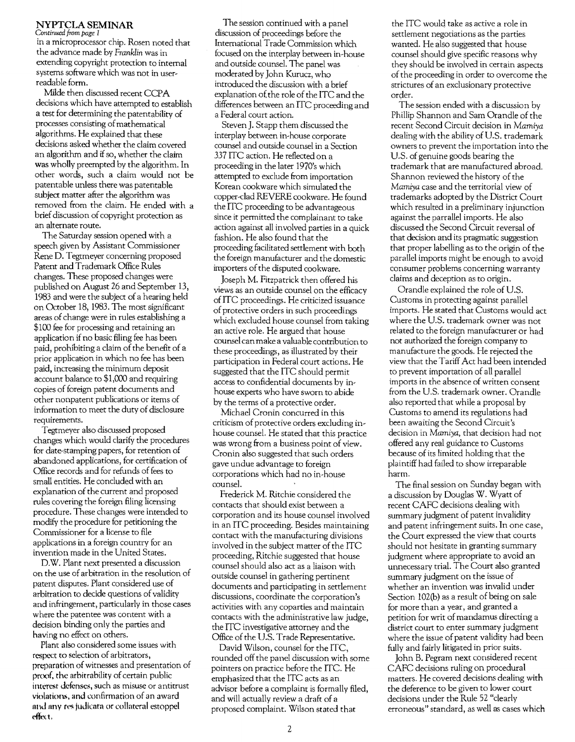## NYPTCLA SEMINAR

*Continued from page 1*

in a microprocessor chip. Rosen noted that the advance made by *Franklin* was in extending copyright protection to internal systems software which was not in user-readable form.

Milde then discussed recent CCPA decisions which have attempted to establish a test for determining the patentability of processes consisting of mathematical algorithms. He explained that these decisions asked whether the claim covered an algorithm and if so, whether the claim was wholly preempted by the algorithm. In other words, such a claim would not be patentable unless there was patentable subject matter after the algorithm was removed from the claim. He ended with a brief discussion of copyright protection as an alternate route.

The Saturday session opened with a speech given by Assistant Commissioner Rene D. Tegtmeyer concerning proposed Patent and Trademark Office Rules changes. These proposed changes were published on August 26 and September 13, 1983 and were the subject of a hearing held on October 18, 1983. The most significant areas of change were in rules establishing a $100 fee for processing and retaining an application if no basic filing fee has been paid, prohibiting a claim of the benefit of a prior application in which no fee has been paid, increasing the minimum deposit account balance to $1,000 and requiring copies of foreign patent documents and other nonpatent publications or items of information to meet the duty of disclosure requirements.

Tegtmeyer also discussed proposed changes which would clarify the procedures for date-stamping papers, for retention of abandoned applications, for certification of Office records and for refunds of fees to small entities. He concluded with an explanation of the current and proposed rules covering the foreign filing licensing procedure. These changes were intended to modify the procedure for petitioning the Commissioner for a license to file applications in a foreign country for an invention made in the United States.

D.W. Plant next presented a discussion on the use of arbitration in the resolution of patent disputes. Plant considered use of arbitration to decide questions of validity and infringement, particularly in those cases where the patentee was content with a decision binding only the parties and having no effect on others.

Plant also considered some issues with respect to selection of arbitrators, preparation of witnesses and presentation of proof, the arbitrability of certain public interest defenses, such as misuse or antitrust violations, and confirmation of an award and any res judicata or collateral estoppel effect.

The session continued with a panel discussion of proceedings before the International Trade Commission which focused on the interplay between in-house and outside counsel. The panel was moderated by John Kurucz, who introduced the discussion with a brief explanation of the role of the ITC and the differences between an ITC proceeding and a Federal court action.

Steven J. Stapp them discussed the interplay between in-house corporate counsel and outside counsel in a Section 337 ITC action. He reflected on a proceeding in the later 1970's which attempted to exclude from importation Korean cookware which simulated the copper-clad REVERE cookware. He found the ITC proceeding to be advantageous since it permitted the complainant to take action against all involved parties in a quick fashion. He also found that the proceeding facilitated settlement with both the foreign manufacturer and the domestic importers of the disputed cookware.

Joseph M. Fitzpatrick then offered his views as an outside counsel on the efficacy of ITC proceedings. He criticized issuance of protective orders in such proceedings which excluded house counsel from taking an active role. He argued that house counsel can make a valuable contribution to these proceedings, as illustrated by their participation in Federal court actions. He suggested that the ITC should permit access to confidential documents by in-house experts who have sworn to abide by the terms of a protective order.

Michael Cronin concurred in this criticism of protective orders excluding in-house counsel. He stated that this practice was wrong from a business point of view. Cronin also suggested that such orders gave undue advantage to foreign corporations which had no in-house counsel.

Frederick M. Ritchie considered the contacts that should exist between a corporation and its house counsel involved in an ITC proceeding. Besides maintaining contact with the manufacturing divisions involved in the subject matter of the ITC proceeding, Ritchie suggested that house counsel should also act as a liaison with outside counsel in gathering pertinent documents and participating in settlement discussions, coordinate the corporation's activities with any coparties and maintain contacts with the administrative law judge, the ITC investigative attorney and the Office of the U.S. Trade Representative.

David Wilson, counsel for the ITC, rounded off the panel discussion with some pointers on practice before the ITC. He emphasized that the ITC acts as an advisor before a complaint is formally filed, and will actually review a draft of a proposed complaint. Wilson stated that the ITC would take as active a role in settlement negotiations as the parties wanted. He also suggested that house counsel should give specific reasons why they should be involved in certain aspects of the proceeding in order to overcome the strictures of an exclusionary protective order.

The session ended with a discussion by Phillip Shannon and Sam Orandle of the recent Second Circuit decision in *Mamiya* dealing with the ability of U.S. trademark owners to prevent the importation into the U.S. of genuine goods bearing the trademark that are manufactured abroad. Shannon reviewed the history of the *Mamiya* case and the territorial view of trademarks adopted by the District Court which resulted in a preliminary injunction against the parrallel imports. He also discussed the Second Circuit reversal of that decision and its pragmatic suggestion that proper labelling as to the origin of the parallel imports might be enough to avoid consumer problems concerning warranty claims and deception as to origin.

Orandle explained the role of U.S. Customs in protecting against parallel imports. He stated that Customs would act where the U.S. trademark owner was not related to the foreign manufacturer or had not authorized the foreign company to manufacture the goods. He rejected the view that the Tariff Act had been intended to prevent importation of all parallel imports in the absence of written consent from the U.S. trademark owner. Orandle also reported that while a proposal by Customs to amend its regulations had been awaiting the Second Circuit's decision in *Mamiya*, that decision had not offered any real guidance to Customs because of its limited holding that the plaintiff had failed to show irreparable harm.

The final session on Sunday began with a discussion by Douglas W. Wyatt of recent CAFC decisions dealing with summary judgment of patent invalidity and patent infringement suits. In one case, the Court expressed the view that courts should not hesitate in granting summary judgment where appropriate to avoid an unnecessary trial. The Court also granted summary judgment on the issue of whether an invention was invalid under Section 102(b) as a result of being on sale for more than a year, and granted a petition for writ of mandamus directing a district court to enter summary judgment where the issue of patent validity had been fully and fairly litigated in prior suits.

John B. Pegram next considered recent CAFC decisions ruling on procedural matters. He covered decisions dealing with the deference to be given to lower court decisions under the Rule 52 "clearly erroneous" standard, as well as cases which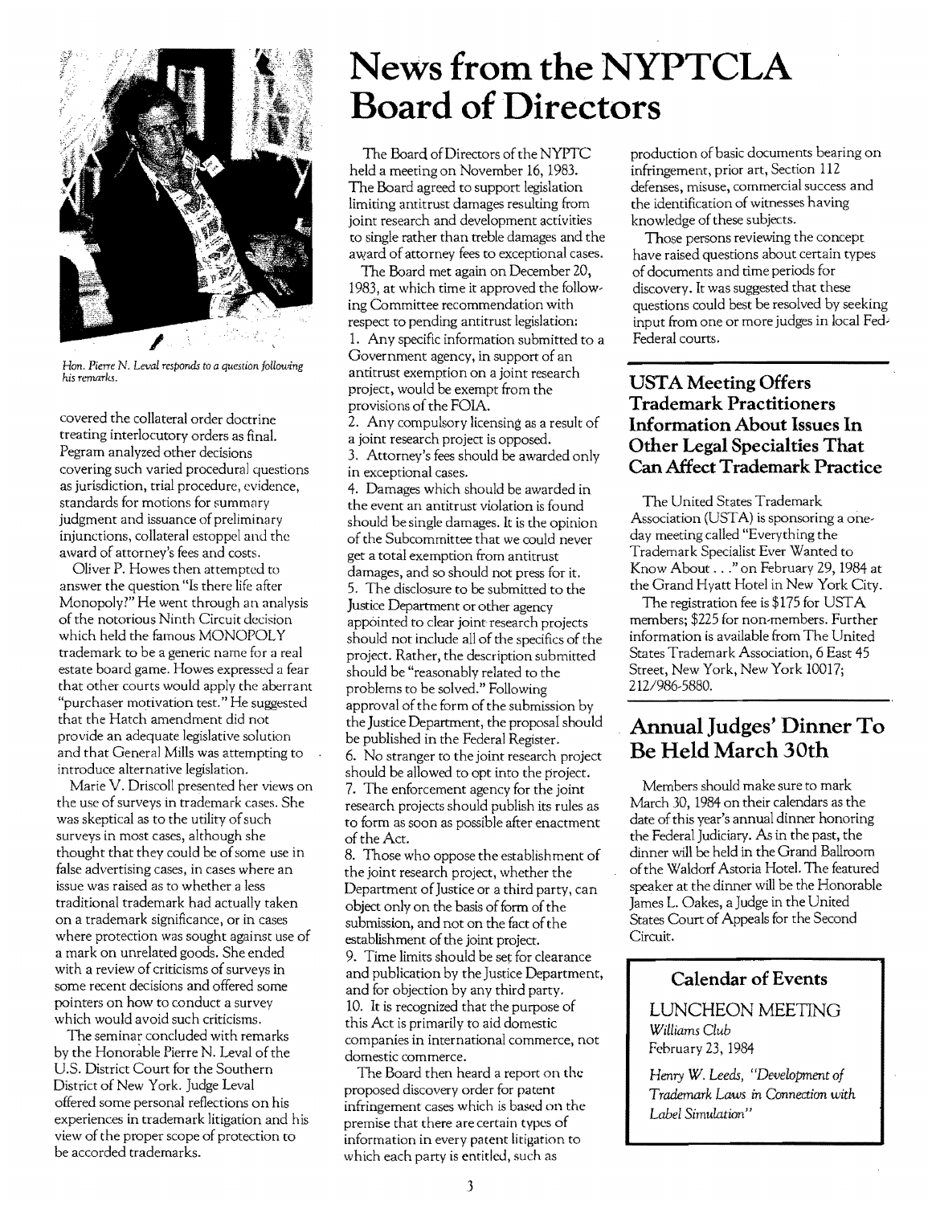*Hon. Pierre N. Leval responds to a question following his remarks.*

covered the collateral order doctrine treating interlocutory orders as final. Pegram analyzed other decisions covering such varied procedural questions as jurisdiction, trial procedure, evidence, standards for motions for summary judgment and issuance of preliminary injunctions, collateral estoppel and the award of attorney's fees and costs.

Oliver P. Howes then attempted to answer the question "Is there life after Monopoly?" He went through an analysis of the notorious Ninth Circuit decision which held the famous MONOPOLY trademark to be a generic name for a real estate board game. Howes expressed a fear that other courts would apply the aberrant "purchaser motivation test." He suggested that the Hatch amendment did not provide an adequate legislative solution and that General Mills was attempting to introduce alternative legislation.

Marie V. Driscoll presented her views on the use of surveys in trademark cases. She was skeptical as to the utility of such surveys in most cases, although she thought that they could be of some use in false advertising cases, in cases where an issue was raised as to whether a less traditional trademark had actually taken on a trademark significance, or in cases where protection was sought against use of a mark on unrelated goods. She ended with a review of criticisms of surveys in some recent decisions and offered some pointers on how to conduct a survey which would avoid such criticisms.

The seminar concluded with remarks by the Honorable Pierre N. Leval of the U.S. District Court for the Southern District of New York. Judge Leval offered some personal reflections on his experiences in trademark litigation and his view of the proper scope of protection to be accorded trademarks.

# News from the NYPTCLA Board of Directors

The Board of Directors of the NYPTC held a meeting on November 16, 1983. The Board agreed to support legislation limiting antitrust damages resulting from joint research and development activities to single rather than treble damages and the award of attorney fees to exceptional cases.

The Board met again on December 20, 1983, at which time it approved the following Committee recommendation with respect to pending antitrust legislation:

1. Any specific information submitted to a Government agency, in support of an antitrust exemption on a joint research project, would be exempt from the provisions of the FOIA.
2. Any compulsory licensing as a result of a joint research project is opposed.
3. Attorney's fees should be awarded only in exceptional cases.
4. Damages which should be awarded in the event an antitrust violation is found should be single damages. It is the opinion of the Subcommittee that we could never get a total exemption from antitrust damages, and so should not press for it.
5. The disclosure to be submitted to the Justice Department or other agency appointed to clear joint research projects should not include all of the specifics of the project. Rather, the description submitted should be "reasonably related to the problems to be solved." Following approval of the form of the submission by the Justice Department, the proposal should be published in the Federal Register.
6. No stranger to the joint research project should be allowed to opt into the project.
7. The enforcement agency for the joint research projects should publish its rules as to form as soon as possible after enactment of the Act.
8. Those who oppose the establishment of the joint research project, whether the Department of Justice or a third party, can object only on the basis of form of the submission, and not on the fact of the establishment of the joint project.
9. Time limits should be set for clearance and publication by the Justice Department, and for objection by any third party.
10. It is recognized that the purpose of this Act is primarily to aid domestic companies in international commerce, not domestic commerce.

The Board then heard a report on the proposed discovery order for patent infringement cases which is based on the premise that there are certain types of information in every patent litigation to which each party is entitled, such as production of basic documents bearing on infringement, prior art, Section 112 defenses, misuse, commercial success and the identification of witnesses having knowledge of these subjects.

Those persons reviewing the concept have raised questions about certain types of documents and time periods for discovery. It was suggested that these questions could best be resolved by seeking input from one or more judges in local Fed-Federal courts.

## USTA Meeting Offers Trademark Practitioners Information About Issues In Other Legal Specialties That Can Affect Trademark Practice

The United States Trademark Association (USTA) is sponsoring a one-day meeting called "Everything the Trademark Specialist Ever Wanted to Know About . . ." on February 29, 1984 at the Grand Hyatt Hotel in New York City.

The registration fee is $175 for USTA members; $225 for non-members. Further information is available from The United States Trademark Association, 6 East 45 Street, New York, New York 10017; 212/986-5880.

## Annual Judges' Dinner To Be Held March 30th

Members should make sure to mark March 30, 1984 on their calendars as the date of this year's annual dinner honoring the Federal Judiciary. As in the past, the dinner will be held in the Grand Ballroom of the Waldorf Astoria Hotel. The featured speaker at the dinner will be the Honorable James L. Oakes, a Judge in the United States Court of Appeals for the Second Circuit.

### Calendar of Events

LUNCHEON MEETING
*Williams Club*
February 23, 1984

*Henry W. Leeds, "Development of Trademark Laws in Connection with Label Simulation"*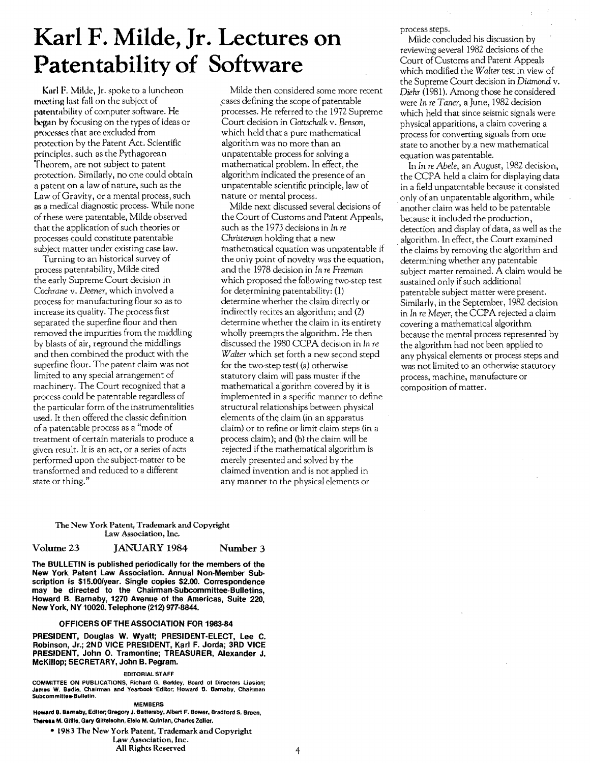# Karl F. Milde, Jr. Lectures on Patentability of Software

Karl F. Milde, Jr. spoke to a luncheon meeting last fall on the subject of patentability of computer software. He began by focusing on the types of ideas or processes that are excluded from protection by the Patent Act. Scientific principles, such as the Pythagorean Theorem, are not subject to patent protection. Similarly, no one could obtain a patent on a law of nature, such as the Law of Gravity, or a mental process, such as a medical diagnostic process. While none of these were patentable, Milde observed that the application of such theories or processes could constitute patentable subject matter under existing case law.

Turning to an historical survey of process patentability, Milde cited the early Supreme Court decision in *Cochrane* v. *Deener*, which involved a process for manufacturing flour so as to increase its quality. The process first separated the superfine flour and then removed the impurities from the middling by blasts of air, reground the middlings and then combined the product with the superfine flour. The patent claim was not limited to any special arrangement of machinery. The Court recognized that a process could be patentable regardless of the particular form of the instrumentalities used. It then offered the classic definition of a patentable process as a "mode of treatment of certain materials to produce a given result. It is an act, or a series of acts performed upon the subject-matter to be transformed and reduced to a different state or thing."

Milde then considered some more recent cases defining the scope of patentable processes. He referred to the 1972 Supreme Court decision in *Gottschalk* v. *Benson*, which held that a pure mathematical algorithm was no more than an unpatentable process for solving a mathematical problem. In effect, the algorithm indicated the presence of an unpatentable scientific principle, law of nature or mental process.

Milde next discussed several decisions of the Court of Customs and Patent Appeals, such as the 1973 decisions in *In re Christensen* holding that a new mathematical equation was unpatentable if the only point of novelty was the equation, and the 1978 decision in *In re Freeman* which proposed the following two-step test for determining patentability: (1) determine whether the claim directly or indirectly recites an algorithm; and (2) determine whether the claim in its entirety wholly preempts the algorithm. He then discussed the 1980 CCPA decision in *In re Walter* which set forth a new second stepd for the two-step test( (a) otherwise statutory claim will pass muster if the mathematical algorithm covered by it is implemented in a specific manner to define structural relationships between physical elements of the claim (in an apparatus claim) or to refine or limit claim steps (in a process claim); and (b) the claim will be rejected if the mathematical algorithm is merely presented and solved by the claimed invention and is not applied in any manner to the physical elements or process steps.

Milde concluded his discussion by reviewing several 1982 decisions of the Court of Customs and Patent Appeals which modified the *Walter* test in view of the Supreme Court decision in *Diamond* v. *Diehr* (1981). Among those he considered were *In re Taner*, a June, 1982 decision which held that since seismic signals were physical apparitions, a claim covering a process for converting signals from one state to another by a new mathematical equation was patentable.

In *In re Abele*, an August, 1982 decision, the CCPA held a claim for displaying data in a field unpatentable because it consisted only of an unpatentable algorithm, while another claim was held to be patentable because it included the production, detection and display of data, as well as the algorithm. In effect, the Court examined the claims by removing the algorithm and determining whether any patentable subject matter remained. A claim would be sustained only if such additional patentable subject matter were present. Similarly, in the September, 1982 decision in *In re Meyer*, the CCPA rejected a claim covering a mathematical algorithm because the mental process represented by the algorithm had not been applied to any physical elements or process steps and was not limited to an otherwise statutory process, machine, manufacture or composition of matter.

---

The New York Patent, Trademark and Copyright Law Association, Inc.

Volume 23 &nbsp;&nbsp;&nbsp; JANUARY 1984 &nbsp;&nbsp;&nbsp; Number 3

**The BULLETIN is published periodically for the members of the New York Patent Law Association. Annual Non-Member Subscription is $15.00/year. Single copies $2.00. Correspondence may be directed to the Chairman-Subcommittee-Bulletins, Howard B. Barnaby, 1270 Avenue of the Americas, Suite 220, New York, NY 10020. Telephone (212) 977-8844.**

**OFFICERS OF THE ASSOCIATION FOR 1983-84**

**PRESIDENT, Douglas W. Wyatt; PRESIDENT-ELECT, Lee C. Robinson, Jr.; 2ND VICE PRESIDENT, Karl F. Jorda; 3RD VICE PRESIDENT, John O. Tramontine; TREASURER, Alexander J. McKillop; SECRETARY, John B. Pegram.**

**EDITORIAL STAFF**

**COMMITTEE ON PUBLICATIONS, Richard G. Berkley, Board of Directors Liasion; James W. Badie, Chairman and Yearbook Editor; Howard B. Barnaby, Chairman Subcommittee-Bulletin.**

**MEMBERS**

**Howard B. Barnaby, Editor; Gregory J. Battersby, Albert F. Bower, Bradford S. Breen, Theresa M. Gillis, Gary Gittelsohn, Elsie M. Quinlan, Charles Zeller.**

© 1983 The New York Patent, Trademark and Copyright Law Association, Inc.
All Rights Reserved